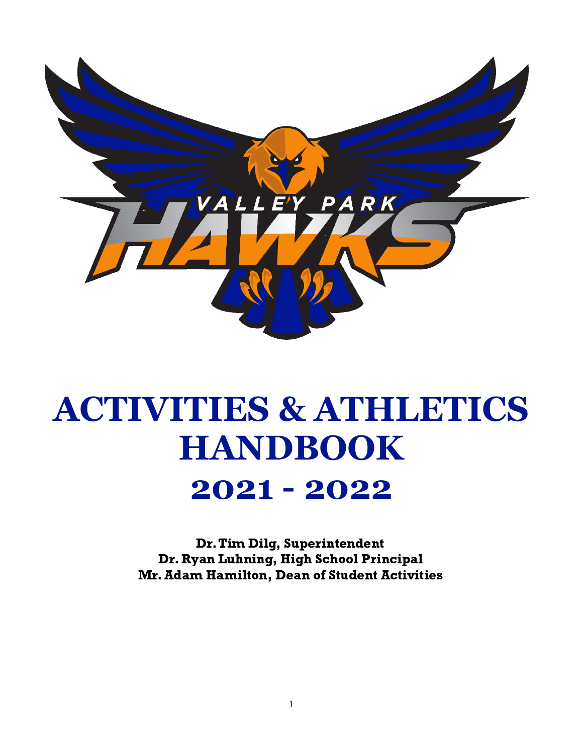# ACTIVITIES & ATHLETICS HANDBOOK

## 2021 - 2022

**Dr. Tim Dilg, Superintendent**
**Dr. Ryan Luhning, High School Principal**
**Mr. Adam Hamilton, Dean of Student Activities**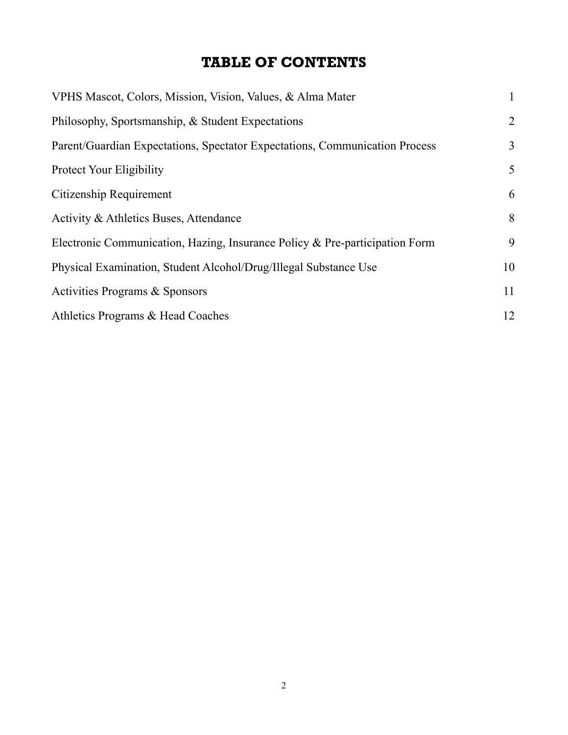# TABLE OF CONTENTS

| | |
|---|---|
| VPHS Mascot, Colors, Mission, Vision, Values, & Alma Mater | 1 |
| Philosophy, Sportsmanship, & Student Expectations | 2 |
| Parent/Guardian Expectations, Spectator Expectations, Communication Process | 3 |
| Protect Your Eligibility | 5 |
| Citizenship Requirement | 6 |
| Activity & Athletics Buses, Attendance | 8 |
| Electronic Communication, Hazing, Insurance Policy & Pre-participation Form | 9 |
| Physical Examination, Student Alcohol/Drug/Illegal Substance Use | 10 |
| Activities Programs & Sponsors | 11 |
| Athletics Programs & Head Coaches | 12 |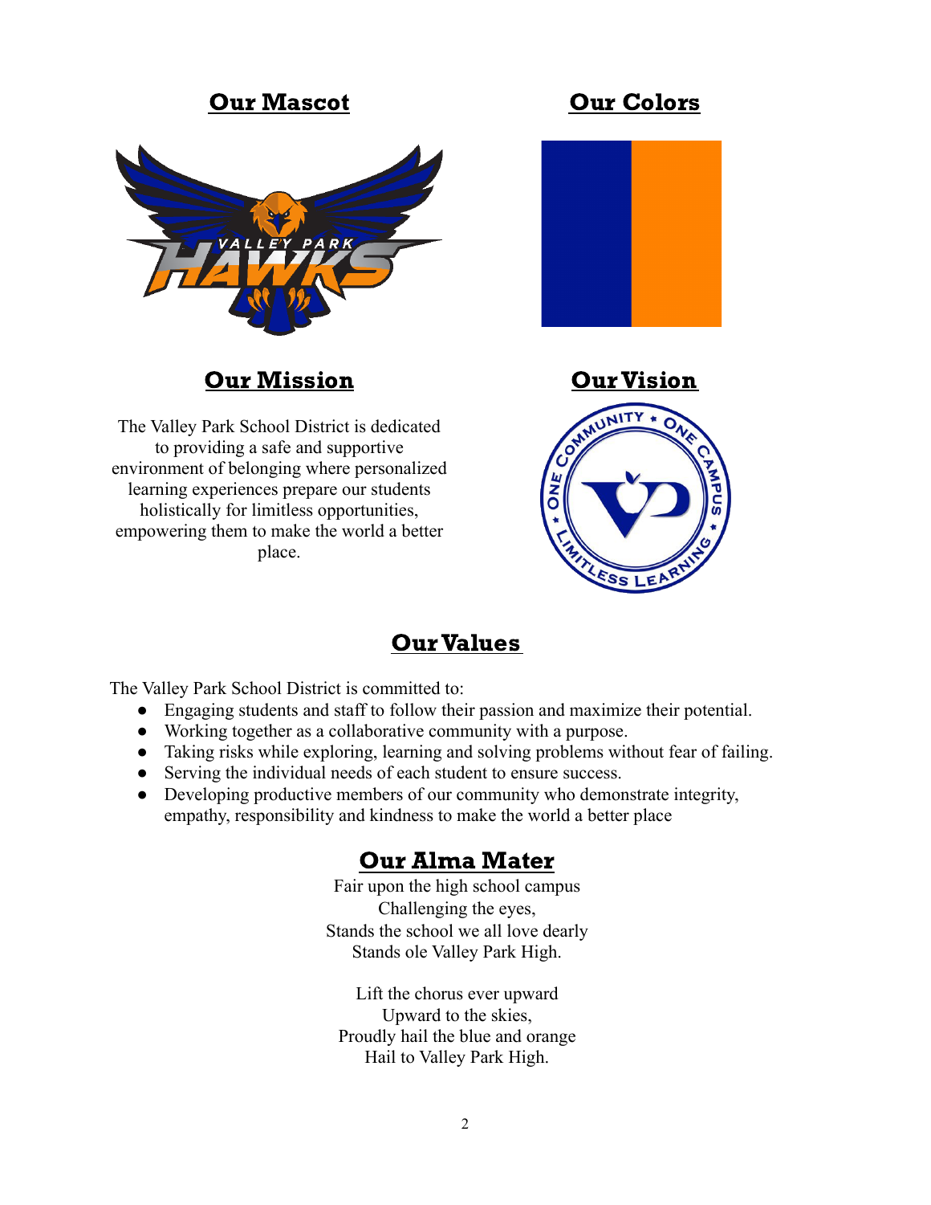## Our Mascot

## Our Colors

## Our Mission

The Valley Park School District is dedicated to providing a safe and supportive environment of belonging where personalized learning experiences prepare our students holistically for limitless opportunities, empowering them to make the world a better place.

## Our Vision

## Our Values

The Valley Park School District is committed to:

- Engaging students and staff to follow their passion and maximize their potential.
- Working together as a collaborative community with a purpose.
- Taking risks while exploring, learning and solving problems without fear of failing.
- Serving the individual needs of each student to ensure success.
- Developing productive members of our community who demonstrate integrity, empathy, responsibility and kindness to make the world a better place

## Our Alma Mater

Fair upon the high school campus
Challenging the eyes,
Stands the school we all love dearly
Stands ole Valley Park High.

Lift the chorus ever upward
Upward to the skies,
Proudly hail the blue and orange
Hail to Valley Park High.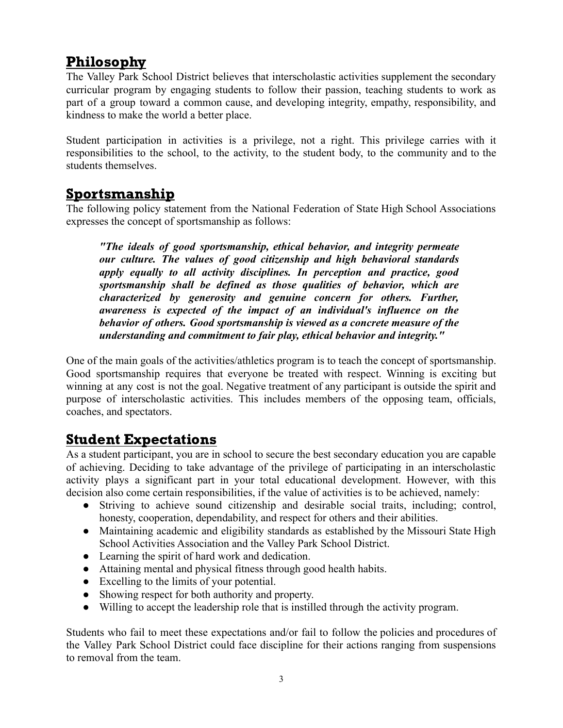## Philosophy

The Valley Park School District believes that interscholastic activities supplement the secondary curricular program by engaging students to follow their passion, teaching students to work as part of a group toward a common cause, and developing integrity, empathy, responsibility, and kindness to make the world a better place.

Student participation in activities is a privilege, not a right. This privilege carries with it responsibilities to the school, to the activity, to the student body, to the community and to the students themselves.

## Sportsmanship

The following policy statement from the National Federation of State High School Associations expresses the concept of sportsmanship as follows:

> ***"The ideals of good sportsmanship, ethical behavior, and integrity permeate our culture. The values of good citizenship and high behavioral standards apply equally to all activity disciplines. In perception and practice, good sportsmanship shall be defined as those qualities of behavior, which are characterized by generosity and genuine concern for others. Further, awareness is expected of the impact of an individual's influence on the behavior of others. Good sportsmanship is viewed as a concrete measure of the understanding and commitment to fair play, ethical behavior and integrity."***

One of the main goals of the activities/athletics program is to teach the concept of sportsmanship. Good sportsmanship requires that everyone be treated with respect. Winning is exciting but winning at any cost is not the goal. Negative treatment of any participant is outside the spirit and purpose of interscholastic activities. This includes members of the opposing team, officials, coaches, and spectators.

## Student Expectations

As a student participant, you are in school to secure the best secondary education you are capable of achieving. Deciding to take advantage of the privilege of participating in an interscholastic activity plays a significant part in your total educational development. However, with this decision also come certain responsibilities, if the value of activities is to be achieved, namely:

- Striving to achieve sound citizenship and desirable social traits, including; control, honesty, cooperation, dependability, and respect for others and their abilities.
- Maintaining academic and eligibility standards as established by the Missouri State High School Activities Association and the Valley Park School District.
- Learning the spirit of hard work and dedication.
- Attaining mental and physical fitness through good health habits.
- Excelling to the limits of your potential.
- Showing respect for both authority and property.
- Willing to accept the leadership role that is instilled through the activity program.

Students who fail to meet these expectations and/or fail to follow the policies and procedures of the Valley Park School District could face discipline for their actions ranging from suspensions to removal from the team.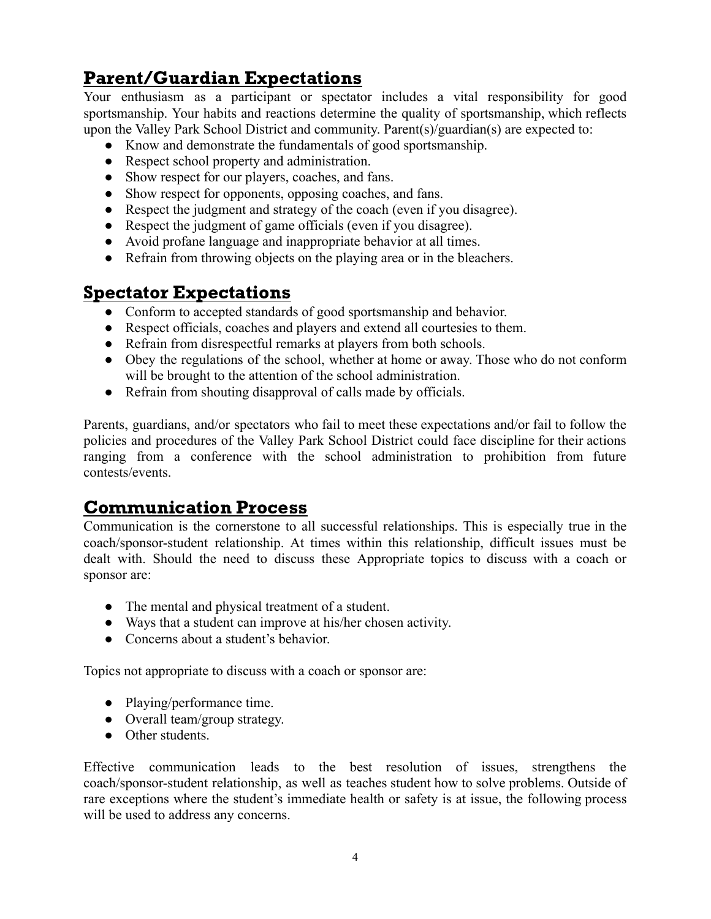## Parent/Guardian Expectations

Your enthusiasm as a participant or spectator includes a vital responsibility for good sportsmanship. Your habits and reactions determine the quality of sportsmanship, which reflects upon the Valley Park School District and community. Parent(s)/guardian(s) are expected to:

- Know and demonstrate the fundamentals of good sportsmanship.
- Respect school property and administration.
- Show respect for our players, coaches, and fans.
- Show respect for opponents, opposing coaches, and fans.
- Respect the judgment and strategy of the coach (even if you disagree).
- Respect the judgment of game officials (even if you disagree).
- Avoid profane language and inappropriate behavior at all times.
- Refrain from throwing objects on the playing area or in the bleachers.

## Spectator Expectations

- Conform to accepted standards of good sportsmanship and behavior.
- Respect officials, coaches and players and extend all courtesies to them.
- Refrain from disrespectful remarks at players from both schools.
- Obey the regulations of the school, whether at home or away. Those who do not conform will be brought to the attention of the school administration.
- Refrain from shouting disapproval of calls made by officials.

Parents, guardians, and/or spectators who fail to meet these expectations and/or fail to follow the policies and procedures of the Valley Park School District could face discipline for their actions ranging from a conference with the school administration to prohibition from future contests/events.

## Communication Process

Communication is the cornerstone to all successful relationships. This is especially true in the coach/sponsor-student relationship. At times within this relationship, difficult issues must be dealt with. Should the need to discuss these Appropriate topics to discuss with a coach or sponsor are:

- The mental and physical treatment of a student.
- Ways that a student can improve at his/her chosen activity.
- Concerns about a student's behavior.

Topics not appropriate to discuss with a coach or sponsor are:

- Playing/performance time.
- Overall team/group strategy.
- Other students.

Effective communication leads to the best resolution of issues, strengthens the coach/sponsor-student relationship, as well as teaches student how to solve problems. Outside of rare exceptions where the student's immediate health or safety is at issue, the following process will be used to address any concerns.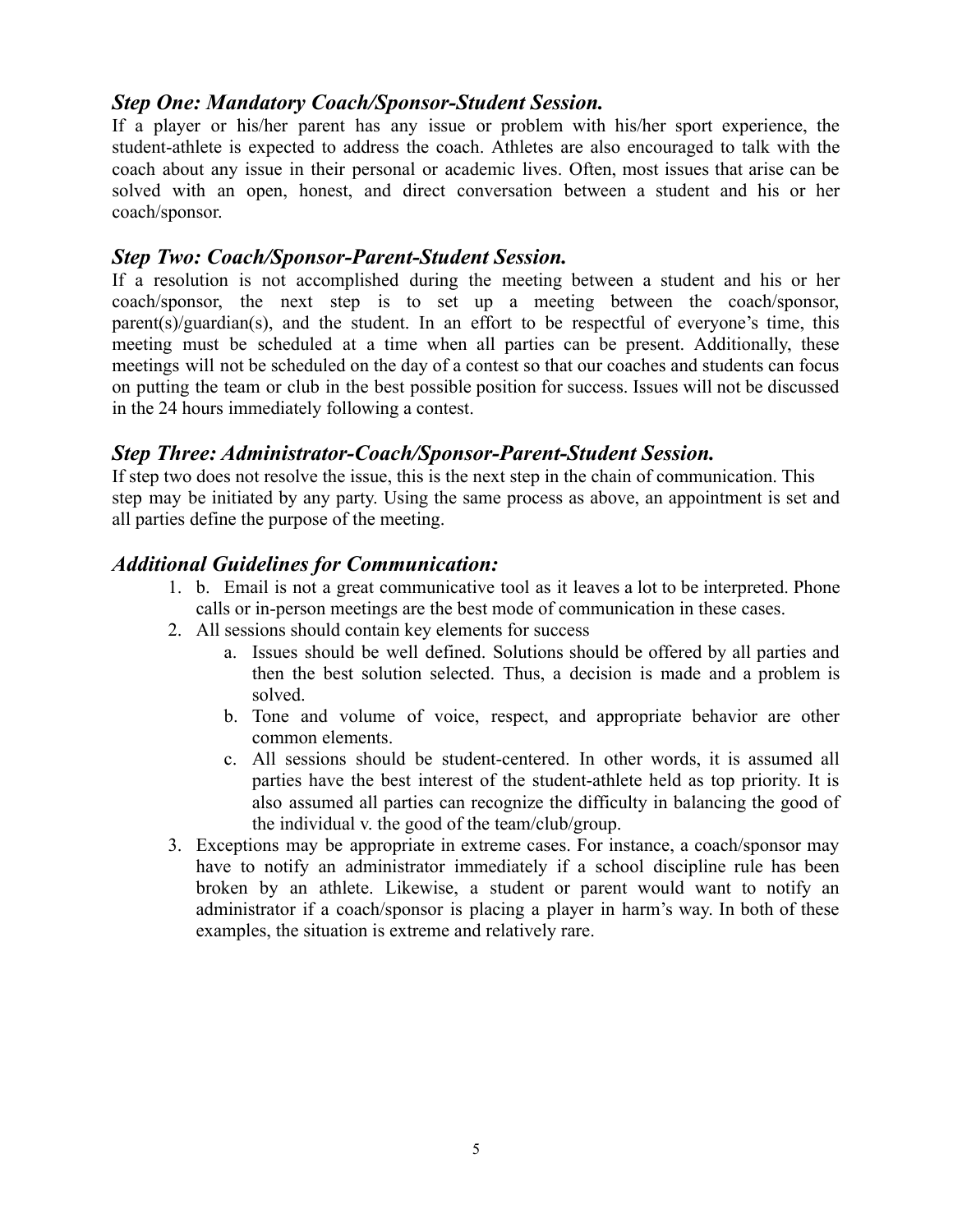### *Step One: Mandatory Coach/Sponsor-Student Session.*

If a player or his/her parent has any issue or problem with his/her sport experience, the student-athlete is expected to address the coach. Athletes are also encouraged to talk with the coach about any issue in their personal or academic lives. Often, most issues that arise can be solved with an open, honest, and direct conversation between a student and his or her coach/sponsor.

### *Step Two: Coach/Sponsor-Parent-Student Session.*

If a resolution is not accomplished during the meeting between a student and his or her coach/sponsor, the next step is to set up a meeting between the coach/sponsor, parent(s)/guardian(s), and the student. In an effort to be respectful of everyone's time, this meeting must be scheduled at a time when all parties can be present. Additionally, these meetings will not be scheduled on the day of a contest so that our coaches and students can focus on putting the team or club in the best possible position for success. Issues will not be discussed in the 24 hours immediately following a contest.

### *Step Three: Administrator-Coach/Sponsor-Parent-Student Session.*

If step two does not resolve the issue, this is the next step in the chain of communication. This step may be initiated by any party. Using the same process as above, an appointment is set and all parties define the purpose of the meeting.

### *Additional Guidelines for Communication:*

1. b. Email is not a great communicative tool as it leaves a lot to be interpreted. Phone calls or in-person meetings are the best mode of communication in these cases.
2. All sessions should contain key elements for success
   a. Issues should be well defined. Solutions should be offered by all parties and then the best solution selected. Thus, a decision is made and a problem is solved.
   b. Tone and volume of voice, respect, and appropriate behavior are other common elements.
   c. All sessions should be student-centered. In other words, it is assumed all parties have the best interest of the student-athlete held as top priority. It is also assumed all parties can recognize the difficulty in balancing the good of the individual v. the good of the team/club/group.
3. Exceptions may be appropriate in extreme cases. For instance, a coach/sponsor may have to notify an administrator immediately if a school discipline rule has been broken by an athlete. Likewise, a student or parent would want to notify an administrator if a coach/sponsor is placing a player in harm's way. In both of these examples, the situation is extreme and relatively rare.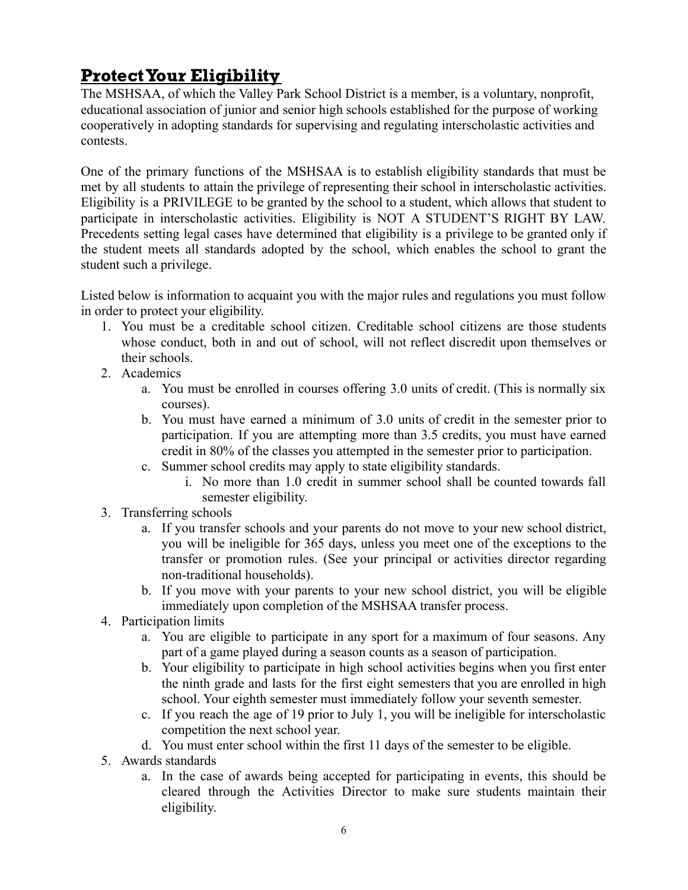## **Protect Your Eligibility**

The MSHSAA, of which the Valley Park School District is a member, is a voluntary, nonprofit, educational association of junior and senior high schools established for the purpose of working cooperatively in adopting standards for supervising and regulating interscholastic activities and contests.

One of the primary functions of the MSHSAA is to establish eligibility standards that must be met by all students to attain the privilege of representing their school in interscholastic activities. Eligibility is a PRIVILEGE to be granted by the school to a student, which allows that student to participate in interscholastic activities. Eligibility is NOT A STUDENT'S RIGHT BY LAW. Precedents setting legal cases have determined that eligibility is a privilege to be granted only if the student meets all standards adopted by the school, which enables the school to grant the student such a privilege.

Listed below is information to acquaint you with the major rules and regulations you must follow in order to protect your eligibility.

1. You must be a creditable school citizen. Creditable school citizens are those students whose conduct, both in and out of school, will not reflect discredit upon themselves or their schools.
2. Academics
   a. You must be enrolled in courses offering 3.0 units of credit. (This is normally six courses).
   b. You must have earned a minimum of 3.0 units of credit in the semester prior to participation. If you are attempting more than 3.5 credits, you must have earned credit in 80% of the classes you attempted in the semester prior to participation.
   c. Summer school credits may apply to state eligibility standards.
      i. No more than 1.0 credit in summer school shall be counted towards fall semester eligibility.
3. Transferring schools
   a. If you transfer schools and your parents do not move to your new school district, you will be ineligible for 365 days, unless you meet one of the exceptions to the transfer or promotion rules. (See your principal or activities director regarding non-traditional households).
   b. If you move with your parents to your new school district, you will be eligible immediately upon completion of the MSHSAA transfer process.
4. Participation limits
   a. You are eligible to participate in any sport for a maximum of four seasons. Any part of a game played during a season counts as a season of participation.
   b. Your eligibility to participate in high school activities begins when you first enter the ninth grade and lasts for the first eight semesters that you are enrolled in high school. Your eighth semester must immediately follow your seventh semester.
   c. If you reach the age of 19 prior to July 1, you will be ineligible for interscholastic competition the next school year.
   d. You must enter school within the first 11 days of the semester to be eligible.
5. Awards standards
   a. In the case of awards being accepted for participating in events, this should be cleared through the Activities Director to make sure students maintain their eligibility.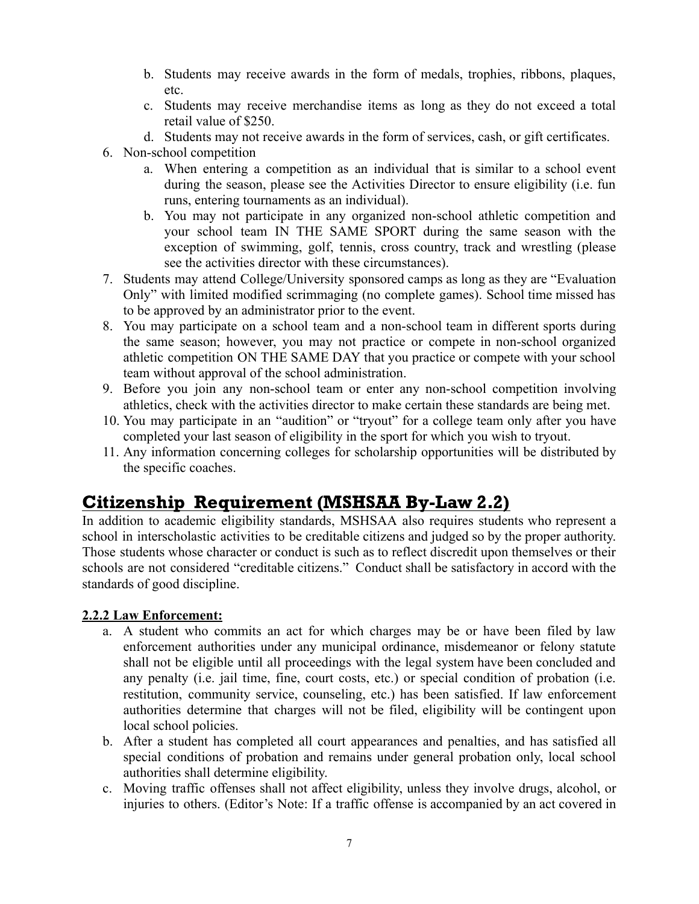b. Students may receive awards in the form of medals, trophies, ribbons, plaques, etc.
   c. Students may receive merchandise items as long as they do not exceed a total retail value of $250.
   d. Students may not receive awards in the form of services, cash, or gift certificates.
6. Non-school competition
   a. When entering a competition as an individual that is similar to a school event during the season, please see the Activities Director to ensure eligibility (i.e. fun runs, entering tournaments as an individual).
   b. You may not participate in any organized non-school athletic competition and your school team IN THE SAME SPORT during the same season with the exception of swimming, golf, tennis, cross country, track and wrestling (please see the activities director with these circumstances).
7. Students may attend College/University sponsored camps as long as they are "Evaluation Only" with limited modified scrimmaging (no complete games). School time missed has to be approved by an administrator prior to the event.
8. You may participate on a school team and a non-school team in different sports during the same season; however, you may not practice or compete in non-school organized athletic competition ON THE SAME DAY that you practice or compete with your school team without approval of the school administration.
9. Before you join any non-school team or enter any non-school competition involving athletics, check with the activities director to make certain these standards are being met.
10. You may participate in an "audition" or "tryout" for a college team only after you have completed your last season of eligibility in the sport for which you wish to tryout.
11. Any information concerning colleges for scholarship opportunities will be distributed by the specific coaches.

## Citizenship Requirement (MSHSAA By-Law 2.2)

In addition to academic eligibility standards, MSHSAA also requires students who represent a school in interscholastic activities to be creditable citizens and judged so by the proper authority. Those students whose character or conduct is such as to reflect discredit upon themselves or their schools are not considered "creditable citizens." Conduct shall be satisfactory in accord with the standards of good discipline.

**2.2.2 Law Enforcement:**

a. A student who commits an act for which charges may be or have been filed by law enforcement authorities under any municipal ordinance, misdemeanor or felony statute shall not be eligible until all proceedings with the legal system have been concluded and any penalty (i.e. jail time, fine, court costs, etc.) or special condition of probation (i.e. restitution, community service, counseling, etc.) has been satisfied. If law enforcement authorities determine that charges will not be filed, eligibility will be contingent upon local school policies.
b. After a student has completed all court appearances and penalties, and has satisfied all special conditions of probation and remains under general probation only, local school authorities shall determine eligibility.
c. Moving traffic offenses shall not affect eligibility, unless they involve drugs, alcohol, or injuries to others. (Editor's Note: If a traffic offense is accompanied by an act covered in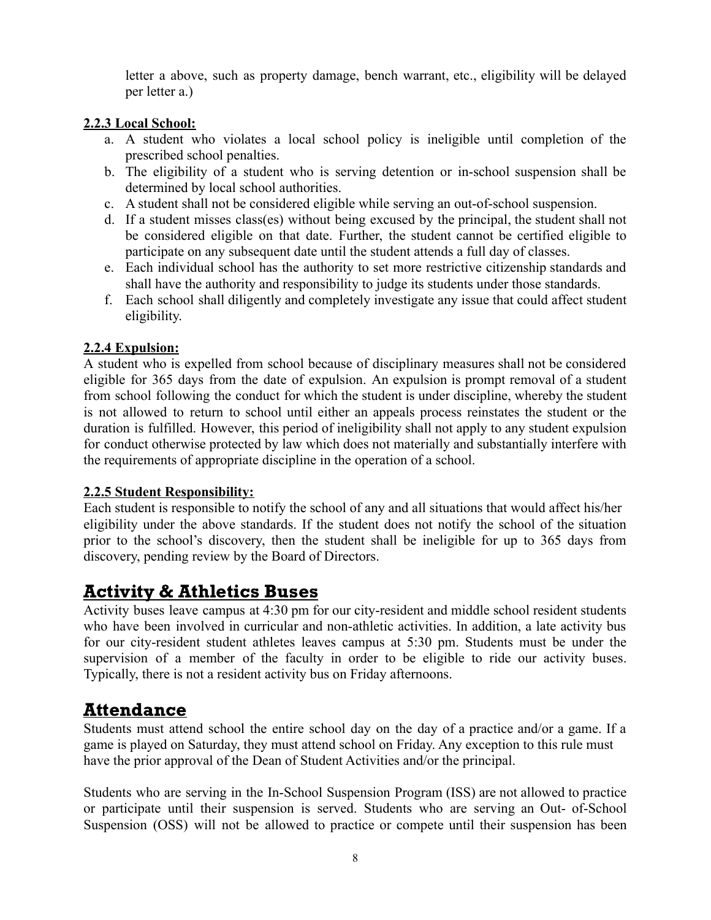letter a above, such as property damage, bench warrant, etc., eligibility will be delayed per letter a.)

**2.2.3 Local School:**

a. A student who violates a local school policy is ineligible until completion of the prescribed school penalties.
b. The eligibility of a student who is serving detention or in-school suspension shall be determined by local school authorities.
c. A student shall not be considered eligible while serving an out-of-school suspension.
d. If a student misses class(es) without being excused by the principal, the student shall not be considered eligible on that date. Further, the student cannot be certified eligible to participate on any subsequent date until the student attends a full day of classes.
e. Each individual school has the authority to set more restrictive citizenship standards and shall have the authority and responsibility to judge its students under those standards.
f. Each school shall diligently and completely investigate any issue that could affect student eligibility.

**2.2.4 Expulsion:**

A student who is expelled from school because of disciplinary measures shall not be considered eligible for 365 days from the date of expulsion. An expulsion is prompt removal of a student from school following the conduct for which the student is under discipline, whereby the student is not allowed to return to school until either an appeals process reinstates the student or the duration is fulfilled. However, this period of ineligibility shall not apply to any student expulsion for conduct otherwise protected by law which does not materially and substantially interfere with the requirements of appropriate discipline in the operation of a school.

**2.2.5 Student Responsibility:**

Each student is responsible to notify the school of any and all situations that would affect his/her eligibility under the above standards. If the student does not notify the school of the situation prior to the school's discovery, then the student shall be ineligible for up to 365 days from discovery, pending review by the Board of Directors.

## Activity & Athletics Buses

Activity buses leave campus at 4:30 pm for our city-resident and middle school resident students who have been involved in curricular and non-athletic activities. In addition, a late activity bus for our city-resident student athletes leaves campus at 5:30 pm. Students must be under the supervision of a member of the faculty in order to be eligible to ride our activity buses. Typically, there is not a resident activity bus on Friday afternoons.

## Attendance

Students must attend school the entire school day on the day of a practice and/or a game. If a game is played on Saturday, they must attend school on Friday. Any exception to this rule must have the prior approval of the Dean of Student Activities and/or the principal.

Students who are serving in the In-School Suspension Program (ISS) are not allowed to practice or participate until their suspension is served. Students who are serving an Out- of-School Suspension (OSS) will not be allowed to practice or compete until their suspension has been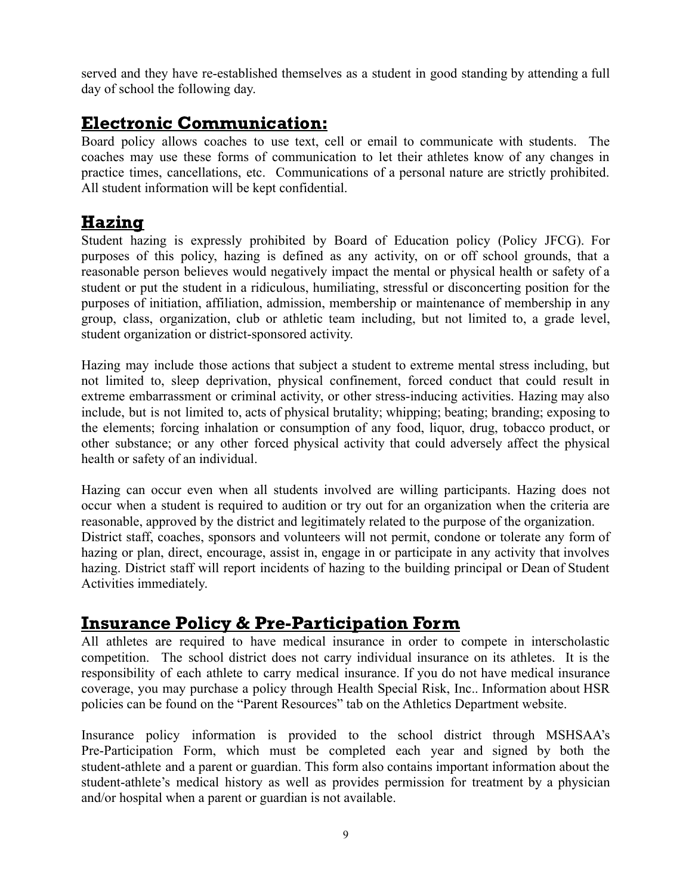served and they have re-established themselves as a student in good standing by attending a full day of school the following day.

## Electronic Communication:

Board policy allows coaches to use text, cell or email to communicate with students. The coaches may use these forms of communication to let their athletes know of any changes in practice times, cancellations, etc. Communications of a personal nature are strictly prohibited. All student information will be kept confidential.

## Hazing

Student hazing is expressly prohibited by Board of Education policy (Policy JFCG). For purposes of this policy, hazing is defined as any activity, on or off school grounds, that a reasonable person believes would negatively impact the mental or physical health or safety of a student or put the student in a ridiculous, humiliating, stressful or disconcerting position for the purposes of initiation, affiliation, admission, membership or maintenance of membership in any group, class, organization, club or athletic team including, but not limited to, a grade level, student organization or district-sponsored activity.

Hazing may include those actions that subject a student to extreme mental stress including, but not limited to, sleep deprivation, physical confinement, forced conduct that could result in extreme embarrassment or criminal activity, or other stress-inducing activities. Hazing may also include, but is not limited to, acts of physical brutality; whipping; beating; branding; exposing to the elements; forcing inhalation or consumption of any food, liquor, drug, tobacco product, or other substance; or any other forced physical activity that could adversely affect the physical health or safety of an individual.

Hazing can occur even when all students involved are willing participants. Hazing does not occur when a student is required to audition or try out for an organization when the criteria are reasonable, approved by the district and legitimately related to the purpose of the organization. District staff, coaches, sponsors and volunteers will not permit, condone or tolerate any form of hazing or plan, direct, encourage, assist in, engage in or participate in any activity that involves hazing. District staff will report incidents of hazing to the building principal or Dean of Student Activities immediately.

## Insurance Policy & Pre-Participation Form

All athletes are required to have medical insurance in order to compete in interscholastic competition. The school district does not carry individual insurance on its athletes. It is the responsibility of each athlete to carry medical insurance. If you do not have medical insurance coverage, you may purchase a policy through Health Special Risk, Inc.. Information about HSR policies can be found on the "Parent Resources" tab on the Athletics Department website.

Insurance policy information is provided to the school district through MSHSAA's Pre-Participation Form, which must be completed each year and signed by both the student-athlete and a parent or guardian. This form also contains important information about the student-athlete's medical history as well as provides permission for treatment by a physician and/or hospital when a parent or guardian is not available.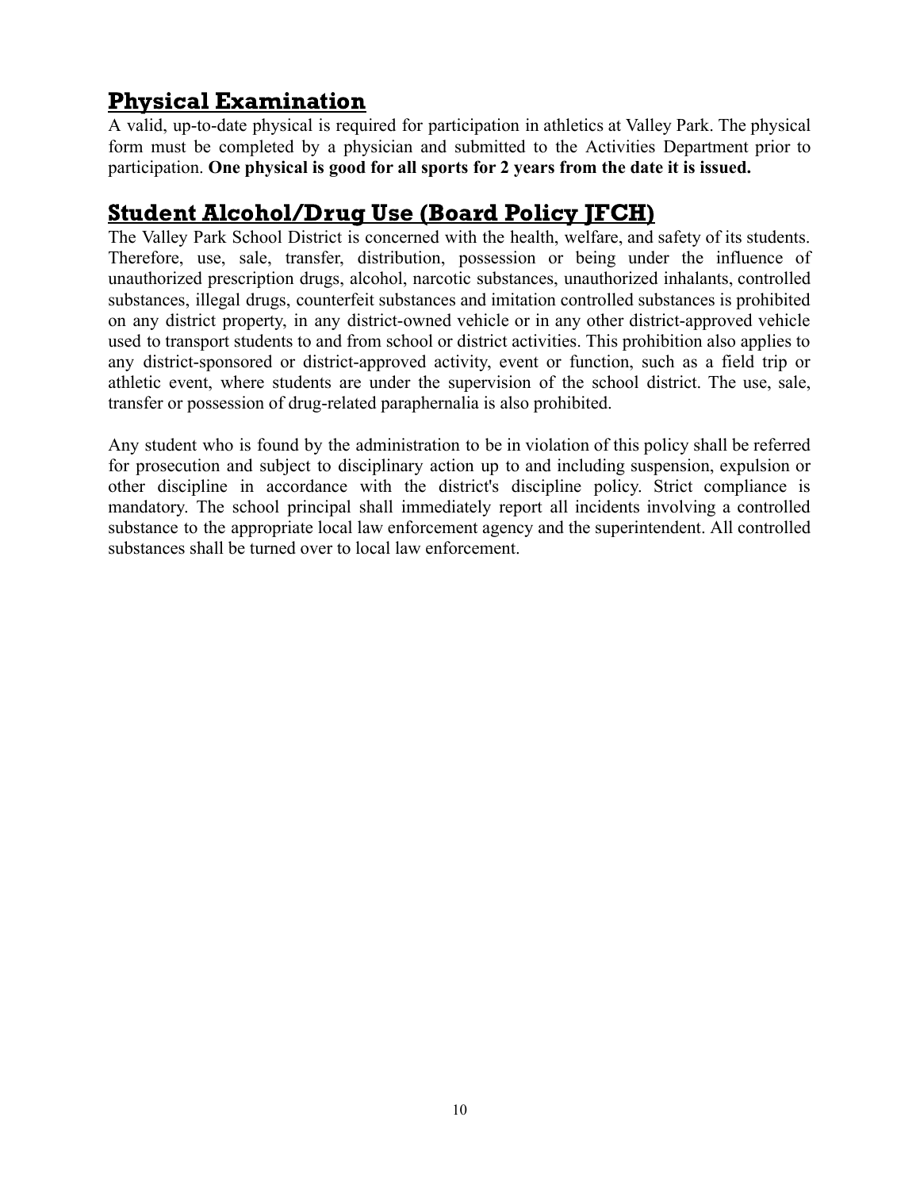## Physical Examination

A valid, up-to-date physical is required for participation in athletics at Valley Park. The physical form must be completed by a physician and submitted to the Activities Department prior to participation. **One physical is good for all sports for 2 years from the date it is issued.**

## Student Alcohol/Drug Use (Board Policy JFCH)

The Valley Park School District is concerned with the health, welfare, and safety of its students. Therefore, use, sale, transfer, distribution, possession or being under the influence of unauthorized prescription drugs, alcohol, narcotic substances, unauthorized inhalants, controlled substances, illegal drugs, counterfeit substances and imitation controlled substances is prohibited on any district property, in any district-owned vehicle or in any other district-approved vehicle used to transport students to and from school or district activities. This prohibition also applies to any district-sponsored or district-approved activity, event or function, such as a field trip or athletic event, where students are under the supervision of the school district. The use, sale, transfer or possession of drug-related paraphernalia is also prohibited.

Any student who is found by the administration to be in violation of this policy shall be referred for prosecution and subject to disciplinary action up to and including suspension, expulsion or other discipline in accordance with the district's discipline policy. Strict compliance is mandatory. The school principal shall immediately report all incidents involving a controlled substance to the appropriate local law enforcement agency and the superintendent. All controlled substances shall be turned over to local law enforcement.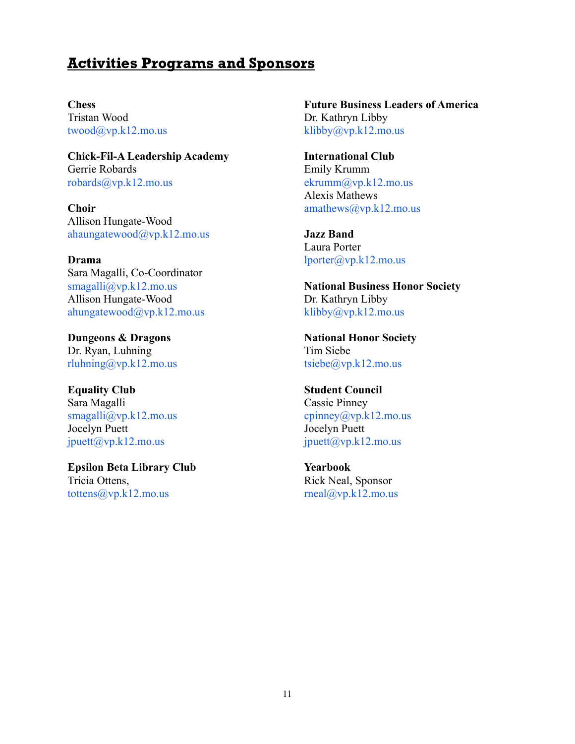## Activities Programs and Sponsors

**Chess**
Tristan Wood
twood@vp.k12.mo.us

**Chick-Fil-A Leadership Academy**
Gerrie Robards
robards@vp.k12.mo.us

**Choir**
Allison Hungate-Wood
ahaungatewood@vp.k12.mo.us

**Drama**
Sara Magalli, Co-Coordinator
smagalli@vp.k12.mo.us
Allison Hungate-Wood
ahungatewood@vp.k12.mo.us

**Dungeons & Dragons**
Dr. Ryan, Luhning
rluhning@vp.k12.mo.us

**Equality Club**
Sara Magalli
smagalli@vp.k12.mo.us
Jocelyn Puett
jpuett@vp.k12.mo.us

**Epsilon Beta Library Club**
Tricia Ottens,
tottens@vp.k12.mo.us

**Future Business Leaders of America**
Dr. Kathryn Libby
klibby@vp.k12.mo.us

**International Club**
Emily Krumm
ekrumm@vp.k12.mo.us
Alexis Mathews
amathews@vp.k12.mo.us

**Jazz Band**
Laura Porter
lporter@vp.k12.mo.us

**National Business Honor Society**
Dr. Kathryn Libby
klibby@vp.k12.mo.us

**National Honor Society**
Tim Siebe
tsiebe@vp.k12.mo.us

**Student Council**
Cassie Pinney
cpinney@vp.k12.mo.us
Jocelyn Puett
jpuett@vp.k12.mo.us

**Yearbook**
Rick Neal, Sponsor
rneal@vp.k12.mo.us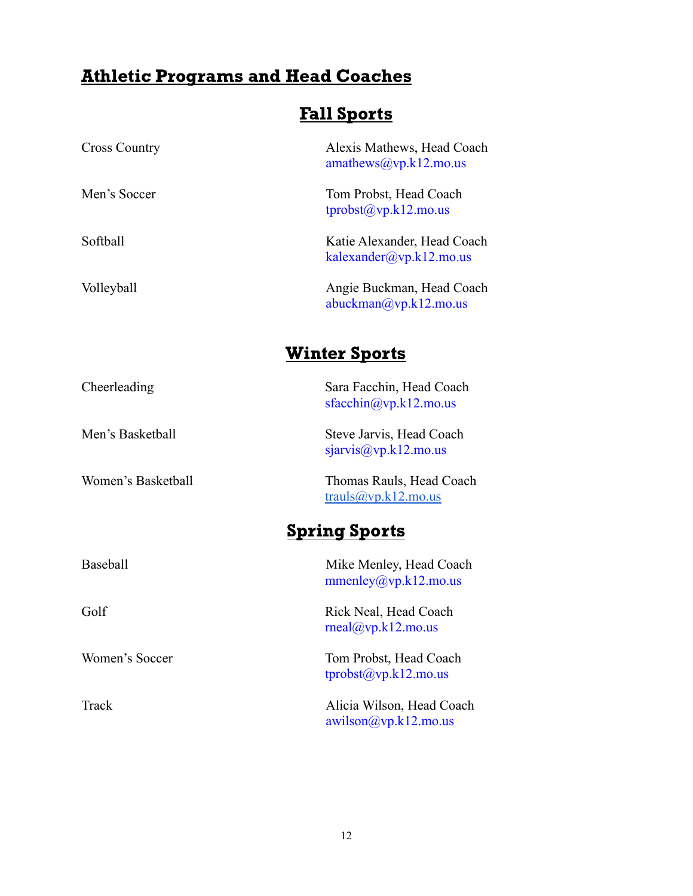# Athletic Programs and Head Coaches

## Fall Sports

| | |
|---|---|
| Cross Country | Alexis Mathews, Head Coach<br>amathews@vp.k12.mo.us |
| Men's Soccer | Tom Probst, Head Coach<br>tprobst@vp.k12.mo.us |
| Softball | Katie Alexander, Head Coach<br>kalexander@vp.k12.mo.us |
| Volleyball | Angie Buckman, Head Coach<br>abuckman@vp.k12.mo.us |

## Winter Sports

| | |
|---|---|
| Cheerleading | Sara Facchin, Head Coach<br>sfacchin@vp.k12.mo.us |
| Men's Basketball | Steve Jarvis, Head Coach<br>sjarvis@vp.k12.mo.us |
| Women's Basketball | Thomas Rauls, Head Coach<br>trauls@vp.k12.mo.us |

## Spring Sports

| | |
|---|---|
| Baseball | Mike Menley, Head Coach<br>mmenley@vp.k12.mo.us |
| Golf | Rick Neal, Head Coach<br>rneal@vp.k12.mo.us |
| Women's Soccer | Tom Probst, Head Coach<br>tprobst@vp.k12.mo.us |
| Track | Alicia Wilson, Head Coach<br>awilson@vp.k12.mo.us |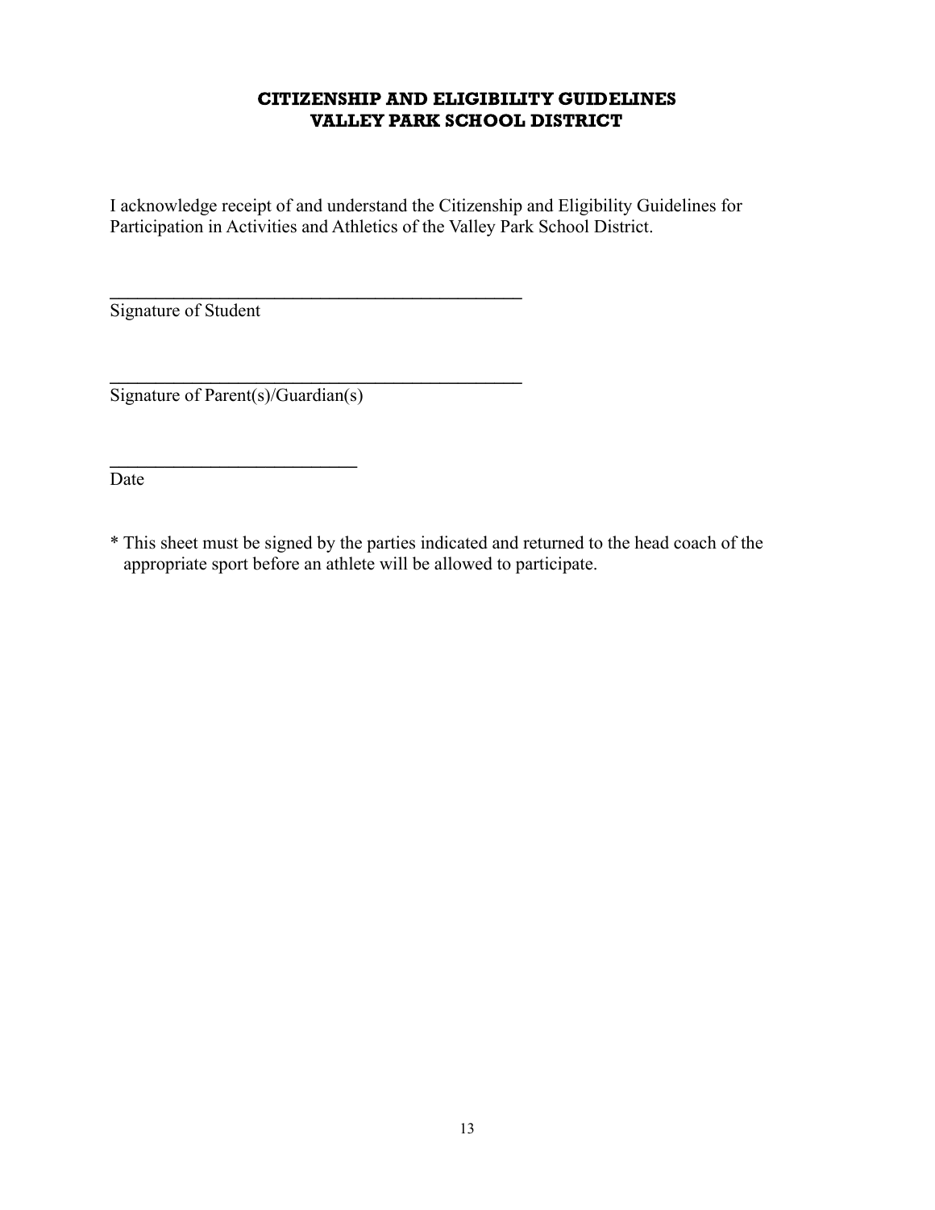# CITIZENSHIP AND ELIGIBILITY GUIDELINES
# VALLEY PARK SCHOOL DISTRICT

I acknowledge receipt of and understand the Citizenship and Eligibility Guidelines for Participation in Activities and Athletics of the Valley Park School District.

\_\_\_\_\_\_\_\_\_\_\_\_\_\_\_\_\_\_\_\_\_\_\_\_\_\_\_\_\_\_\_\_\_\_\_\_\_\_\_\_\_\_\_\_
Signature of Student

\_\_\_\_\_\_\_\_\_\_\_\_\_\_\_\_\_\_\_\_\_\_\_\_\_\_\_\_\_\_\_\_\_\_\_\_\_\_\_\_\_\_\_\_
Signature of Parent(s)/Guardian(s)

\_\_\_\_\_\_\_\_\_\_\_\_\_\_\_\_\_\_\_\_\_\_\_\_\_\_\_
Date

\* This sheet must be signed by the parties indicated and returned to the head coach of the appropriate sport before an athlete will be allowed to participate.